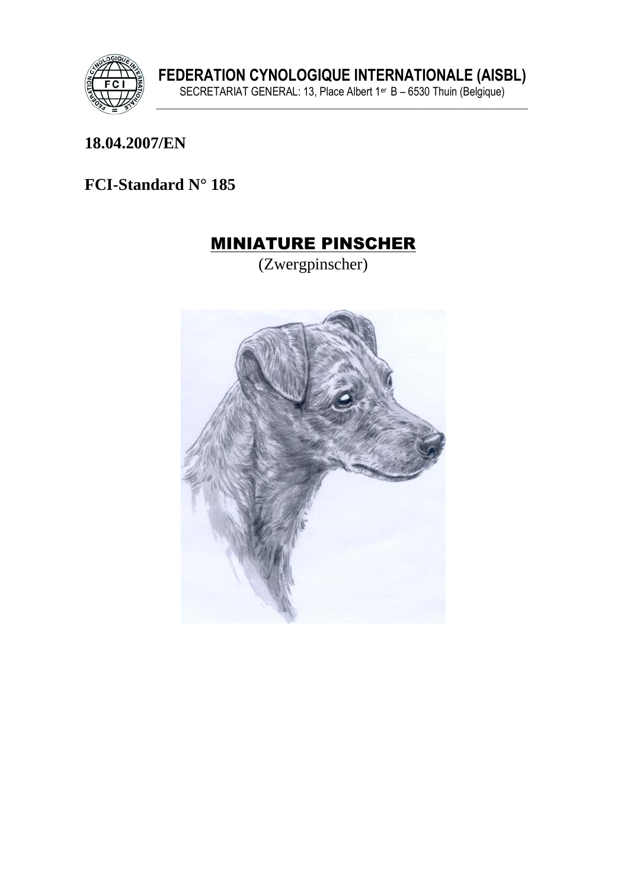**FEDERATION CYNOLOGIQUE INTERNATIONALE (AISBL)**

SECRETARIAT GENERAL: 13, Place Albert 1er B – 6530 Thuin (Belgique)

**18.04.2007/EN**

**FCI-Standard N° 185**

# MINIATURE PINSCHER

(Zwergpinscher)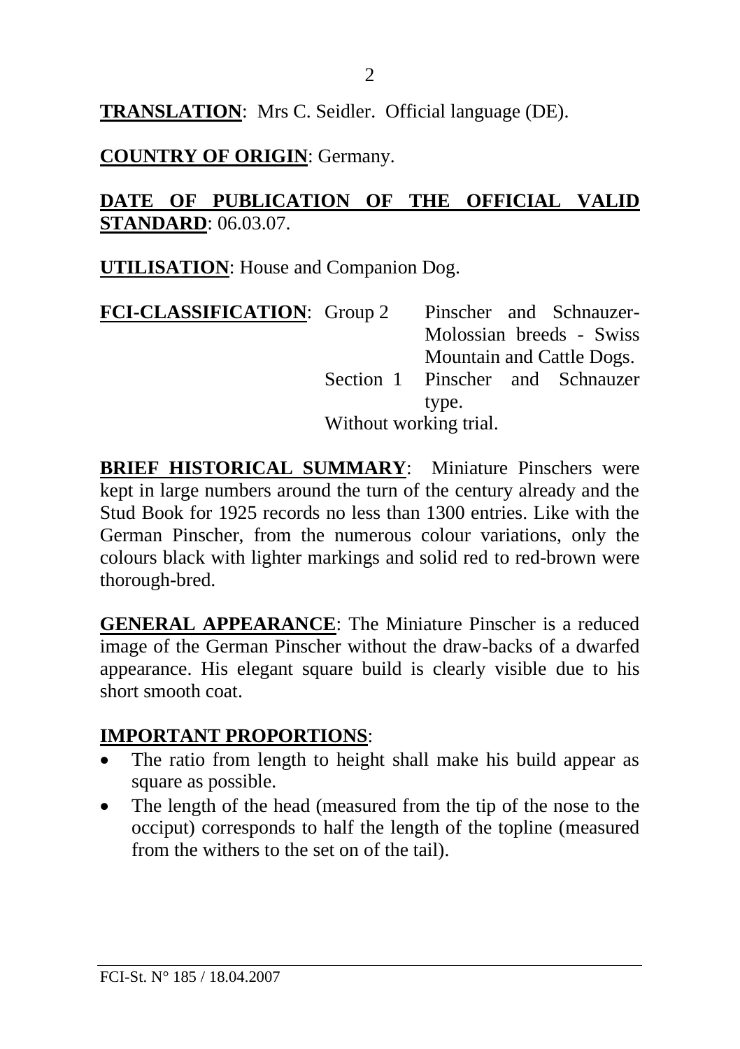**TRANSLATION**: Mrs C. Seidler. Official language (DE).

**COUNTRY OF ORIGIN**: Germany.

**DATE OF PUBLICATION OF THE OFFICIAL VALID STANDARD**: 06.03.07.

**UTILISATION**: House and Companion Dog.

**FCI-CLASSIFICATION**: Group 2 Pinscher and Schnauzer-Molossian breeds - Swiss Mountain and Cattle Dogs.
Section 1 Pinscher and Schnauzer type.
Without working trial.

**BRIEF HISTORICAL SUMMARY**: Miniature Pinschers were kept in large numbers around the turn of the century already and the Stud Book for 1925 records no less than 1300 entries. Like with the German Pinscher, from the numerous colour variations, only the colours black with lighter markings and solid red to red-brown were thorough-bred.

**GENERAL APPEARANCE**: The Miniature Pinscher is a reduced image of the German Pinscher without the draw-backs of a dwarfed appearance. His elegant square build is clearly visible due to his short smooth coat.

**IMPORTANT PROPORTIONS**:

- The ratio from length to height shall make his build appear as square as possible.
- The length of the head (measured from the tip of the nose to the occiput) corresponds to half the length of the topline (measured from the withers to the set on of the tail).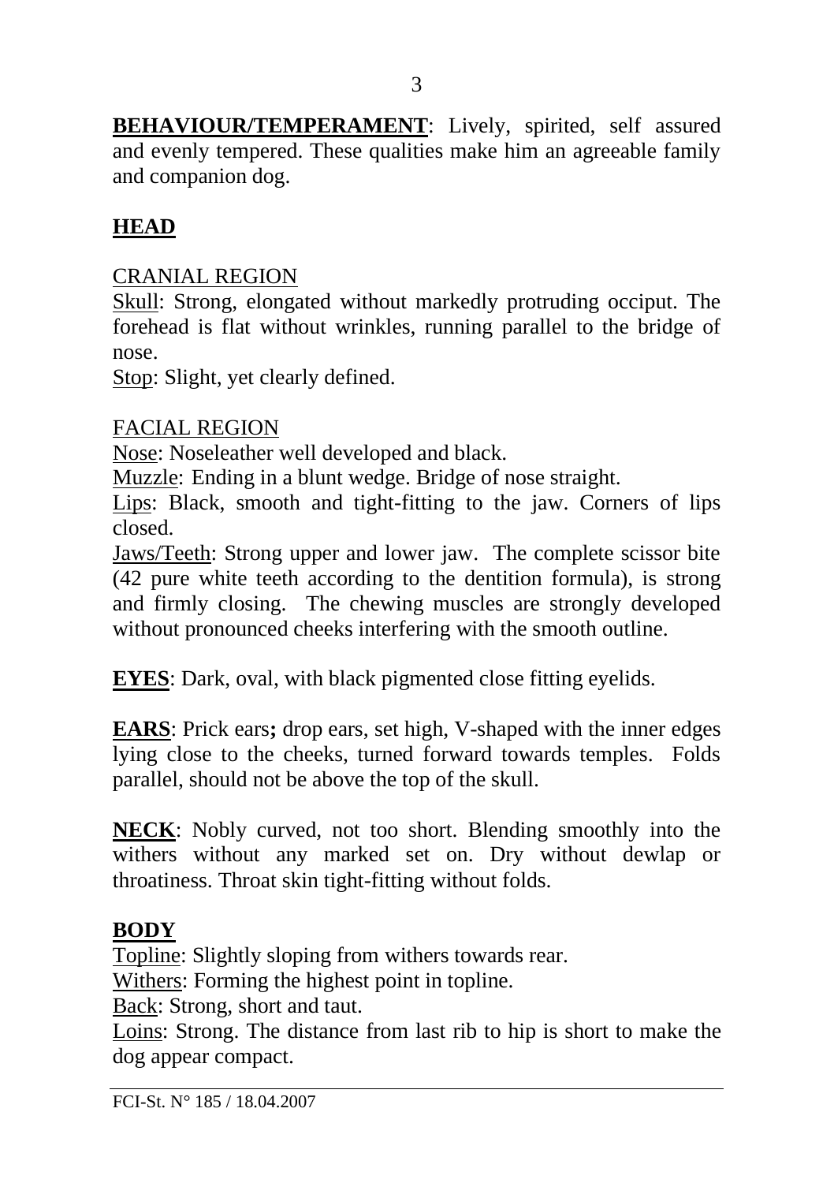**BEHAVIOUR/TEMPERAMENT**: Lively, spirited, self assured and evenly tempered. These qualities make him an agreeable family and companion dog.

## HEAD

### CRANIAL REGION

Skull: Strong, elongated without markedly protruding occiput. The forehead is flat without wrinkles, running parallel to the bridge of nose.

Stop: Slight, yet clearly defined.

### FACIAL REGION

Nose: Noseleather well developed and black.

Muzzle: Ending in a blunt wedge. Bridge of nose straight.

Lips: Black, smooth and tight-fitting to the jaw. Corners of lips closed.

Jaws/Teeth: Strong upper and lower jaw. The complete scissor bite (42 pure white teeth according to the dentition formula), is strong and firmly closing. The chewing muscles are strongly developed without pronounced cheeks interfering with the smooth outline.

**EYES**: Dark, oval, with black pigmented close fitting eyelids.

**EARS**: Prick ears**;** drop ears, set high, V-shaped with the inner edges lying close to the cheeks, turned forward towards temples. Folds parallel, should not be above the top of the skull.

**NECK**: Nobly curved, not too short. Blending smoothly into the withers without any marked set on. Dry without dewlap or throatiness. Throat skin tight-fitting without folds.

## BODY

Topline: Slightly sloping from withers towards rear.

Withers: Forming the highest point in topline.

Back: Strong, short and taut.

Loins: Strong. The distance from last rib to hip is short to make the dog appear compact.

FCI-St. N° 185 / 18.04.2007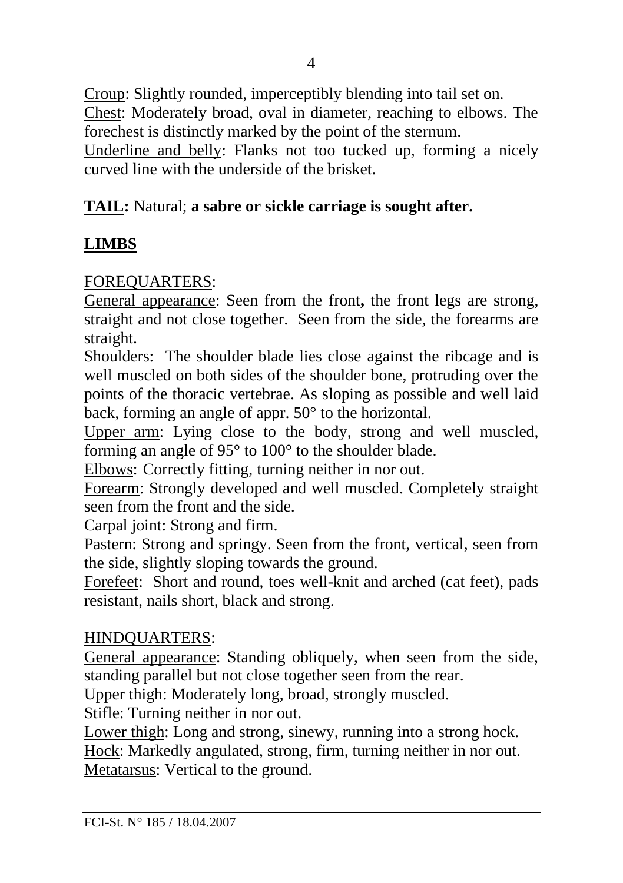<u>Croup</u>: Slightly rounded, imperceptibly blending into tail set on.
<u>Chest</u>: Moderately broad, oval in diameter, reaching to elbows. The forechest is distinctly marked by the point of the sternum.
<u>Underline and belly</u>: Flanks not too tucked up, forming a nicely curved line with the underside of the brisket.

**<u>TAIL</u>:** Natural; **a sabre or sickle carriage is sought after.**

## <u>LIMBS</u>

<u>FOREQUARTERS</u>:
<u>General appearance</u>: Seen from the front**,** the front legs are strong, straight and not close together. Seen from the side, the forearms are straight.
<u>Shoulders</u>: The shoulder blade lies close against the ribcage and is well muscled on both sides of the shoulder bone, protruding over the points of the thoracic vertebrae. As sloping as possible and well laid back, forming an angle of appr. 50° to the horizontal.
<u>Upper arm</u>: Lying close to the body, strong and well muscled, forming an angle of 95° to 100° to the shoulder blade.
<u>Elbows</u>: Correctly fitting, turning neither in nor out.
<u>Forearm</u>: Strongly developed and well muscled. Completely straight seen from the front and the side.
<u>Carpal joint</u>: Strong and firm.
<u>Pastern</u>: Strong and springy. Seen from the front, vertical, seen from the side, slightly sloping towards the ground.
<u>Forefeet</u>: Short and round, toes well-knit and arched (cat feet), pads resistant, nails short, black and strong.

<u>HINDQUARTERS</u>:
<u>General appearance</u>: Standing obliquely, when seen from the side, standing parallel but not close together seen from the rear.
<u>Upper thigh</u>: Moderately long, broad, strongly muscled.
<u>Stifle</u>: Turning neither in nor out.
<u>Lower thigh</u>: Long and strong, sinewy, running into a strong hock.
<u>Hock</u>: Markedly angulated, strong, firm, turning neither in nor out.
<u>Metatarsus</u>: Vertical to the ground.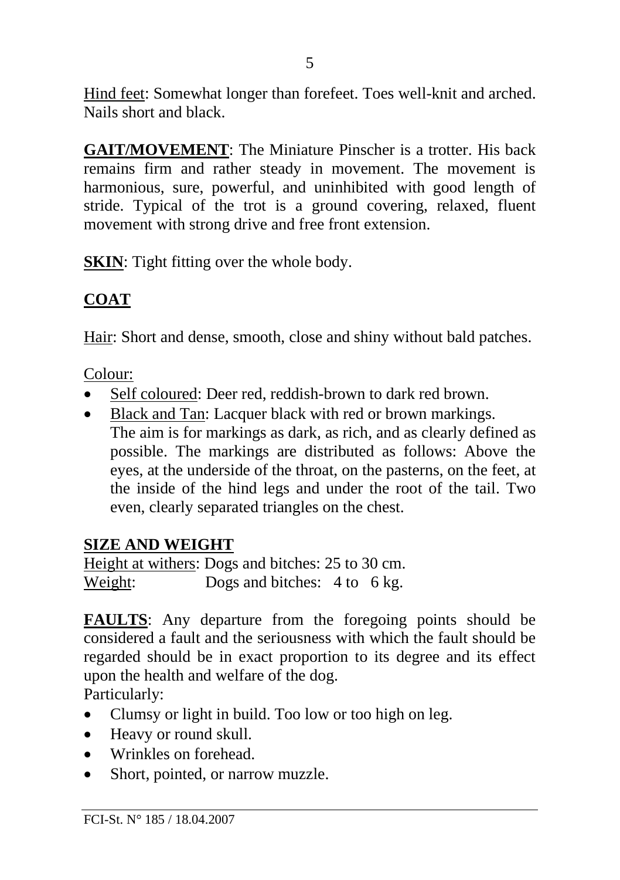<u>Hind feet</u>: Somewhat longer than forefeet. Toes well-knit and arched. Nails short and black.

**<u>GAIT/MOVEMENT</u>**: The Miniature Pinscher is a trotter. His back remains firm and rather steady in movement. The movement is harmonious, sure, powerful, and uninhibited with good length of stride. Typical of the trot is a ground covering, relaxed, fluent movement with strong drive and free front extension.

**<u>SKIN</u>**: Tight fitting over the whole body.

## <u>COAT</u>

<u>Hair</u>: Short and dense, smooth, close and shiny without bald patches.

<u>Colour:</u>

- <u>Self coloured</u>: Deer red, reddish-brown to dark red brown.
- <u>Black and Tan</u>: Lacquer black with red or brown markings. The aim is for markings as dark, as rich, and as clearly defined as possible. The markings are distributed as follows: Above the eyes, at the underside of the throat, on the pasterns, on the feet, at the inside of the hind legs and under the root of the tail. Two even, clearly separated triangles on the chest.

## <u>SIZE AND WEIGHT</u>

<u>Height at withers</u>: Dogs and bitches: 25 to 30 cm.
<u>Weight</u>: Dogs and bitches: 4 to 6 kg.

**<u>FAULTS</u>**: Any departure from the foregoing points should be considered a fault and the seriousness with which the fault should be regarded should be in exact proportion to its degree and its effect upon the health and welfare of the dog.
Particularly:

- Clumsy or light in build. Too low or too high on leg.
- Heavy or round skull.
- Wrinkles on forehead.
- Short, pointed, or narrow muzzle.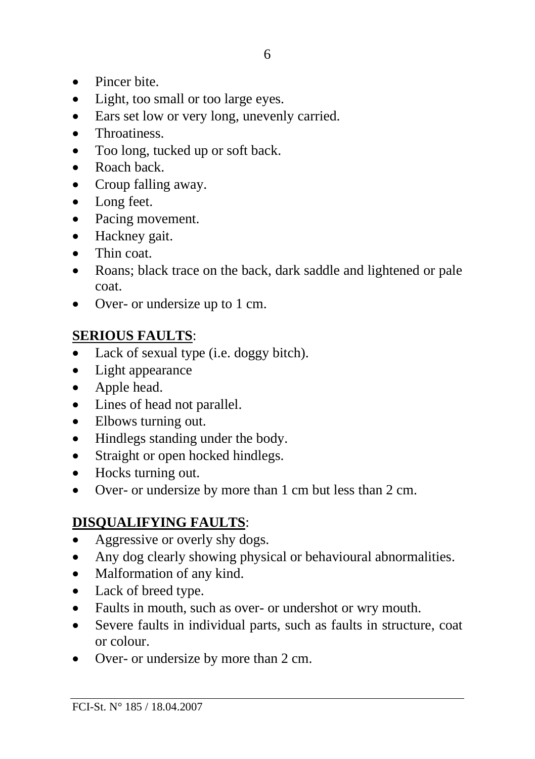- Pincer bite.
- Light, too small or too large eyes.
- Ears set low or very long, unevenly carried.
- Throatiness.
- Too long, tucked up or soft back.
- Roach back.
- Croup falling away.
- Long feet.
- Pacing movement.
- Hackney gait.
- Thin coat.
- Roans; black trace on the back, dark saddle and lightened or pale coat.
- Over- or undersize up to 1 cm.

**SERIOUS FAULTS**:

- Lack of sexual type (i.e. doggy bitch).
- Light appearance
- Apple head.
- Lines of head not parallel.
- Elbows turning out.
- Hindlegs standing under the body.
- Straight or open hocked hindlegs.
- Hocks turning out.
- Over- or undersize by more than 1 cm but less than 2 cm.

**DISQUALIFYING FAULTS**:

- Aggressive or overly shy dogs.
- Any dog clearly showing physical or behavioural abnormalities.
- Malformation of any kind.
- Lack of breed type.
- Faults in mouth, such as over- or undershot or wry mouth.
- Severe faults in individual parts, such as faults in structure, coat or colour.
- Over- or undersize by more than 2 cm.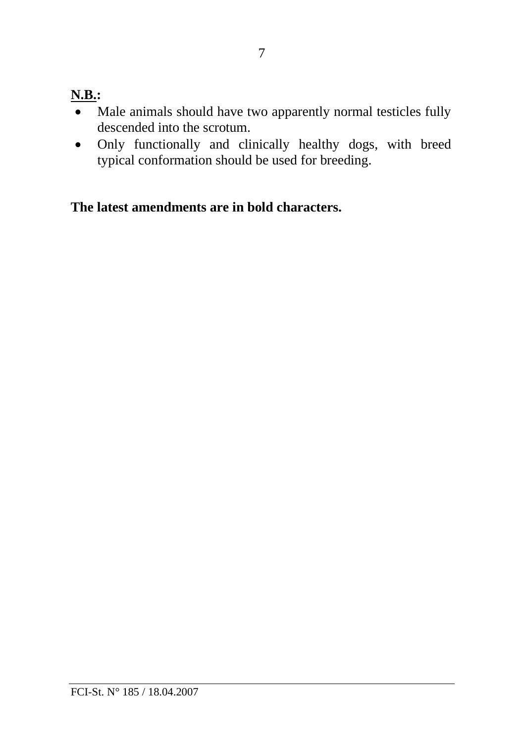**N.B.:**

- Male animals should have two apparently normal testicles fully descended into the scrotum.
- Only functionally and clinically healthy dogs, with breed typical conformation should be used for breeding.

**The latest amendments are in bold characters.**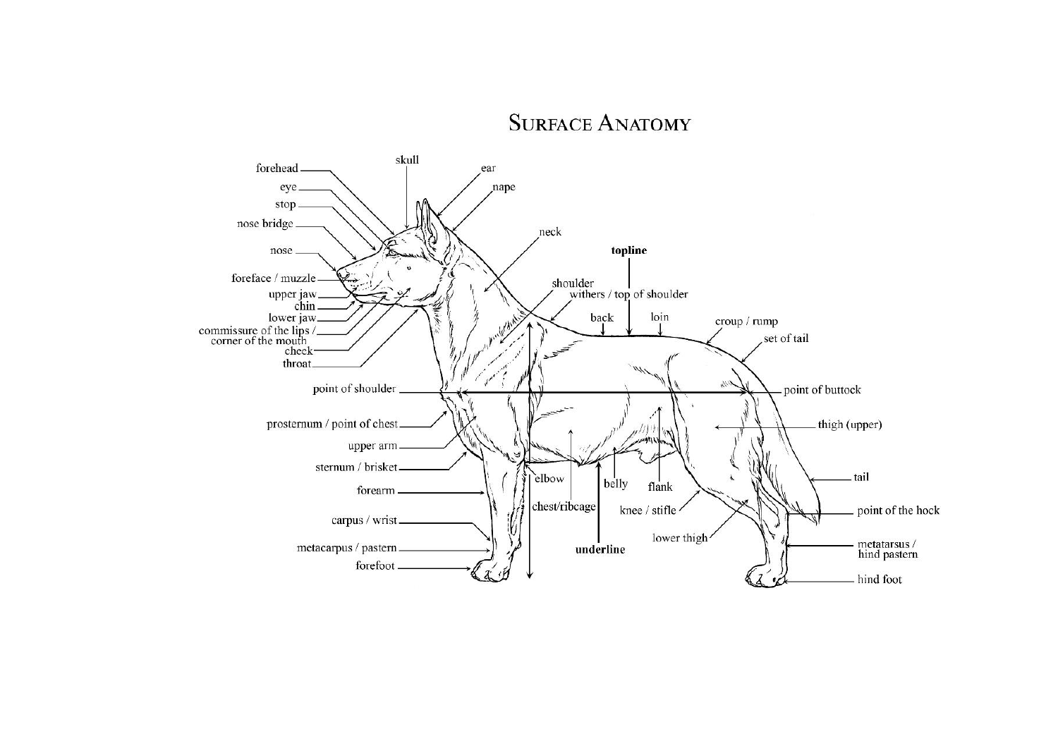# Surface Anatomy

skull
ear
nape
forehead
eye
stop
nose bridge
nose
foreface / muzzle
upper jaw
chin
lower jaw
commissure of the lips / corner of the mouth
cheek
throat
neck
topline
shoulder
withers / top of shoulder
back
loin
croup / rump
set of tail
point of shoulder
point of buttock
prosternum / point of chest
thigh (upper)
upper arm
sternum / brisket
elbow
belly
flank
tail
forearm
chest/ribcage
knee / stifle
point of the hock
carpus / wrist
lower thigh
metacarpus / pastern
underline
metatarsus / hind pastern
forefoot
hind foot